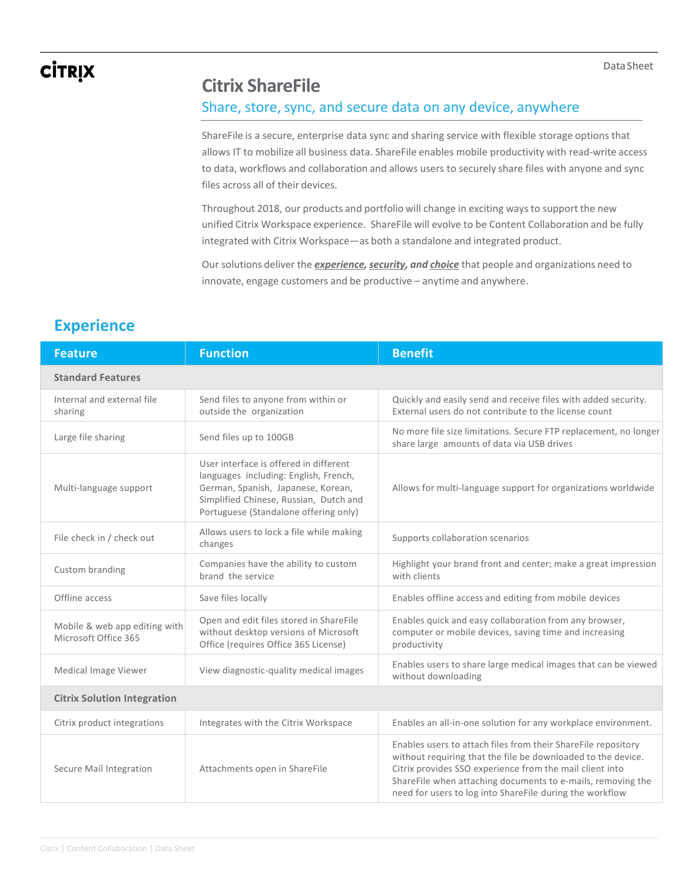CITRIX

Data Sheet

# Citrix ShareFile

## Share, store, sync, and secure data on any device, anywhere

ShareFile is a secure, enterprise data sync and sharing service with flexible storage options that allows IT to mobilize all business data. ShareFile enables mobile productivity with read-write access to data, workflows and collaboration and allows users to securely share files with anyone and sync files across all of their devices.

Throughout 2018, our products and portfolio will change in exciting ways to support the new unified Citrix Workspace experience. ShareFile will evolve to be Content Collaboration and be fully integrated with Citrix Workspace—as both a standalone and integrated product.

Our solutions deliver the ***experience, security, and choice*** that people and organizations need to innovate, engage customers and be productive – anytime and anywhere.

## Experience

| Feature | Function | Benefit |
|---|---|---|
| **Standard Features** | | |
| Internal and external file sharing | Send files to anyone from within or outside the organization | Quickly and easily send and receive files with added security. External users do not contribute to the license count |
| Large file sharing | Send files up to 100GB | No more file size limitations. Secure FTP replacement, no longer share large amounts of data via USB drives |
| Multi-language support | User interface is offered in different languages including: English, French, German, Spanish, Japanese, Korean, Simplified Chinese, Russian, Dutch and Portuguese (Standalone offering only) | Allows for multi-language support for organizations worldwide |
| File check in / check out | Allows users to lock a file while making changes | Supports collaboration scenarios |
| Custom branding | Companies have the ability to custom brand the service | Highlight your brand front and center; make a great impression with clients |
| Offline access | Save files locally | Enables offline access and editing from mobile devices |
| Mobile & web app editing with Microsoft Office 365 | Open and edit files stored in ShareFile without desktop versions of Microsoft Office (requires Office 365 License) | Enables quick and easy collaboration from any browser, computer or mobile devices, saving time and increasing productivity |
| Medical Image Viewer | View diagnostic-quality medical images | Enables users to share large medical images that can be viewed without downloading |
| **Citrix Solution Integration** | | |
| Citrix product integrations | Integrates with the Citrix Workspace | Enables an all-in-one solution for any workplace environment. |
| Secure Mail Integration | Attachments open in ShareFile | Enables users to attach files from their ShareFile repository without requiring that the file be downloaded to the device. Citrix provides SSO experience from the mail client into ShareFile when attaching documents to e-mails, removing the need for users to log into ShareFile during the workflow |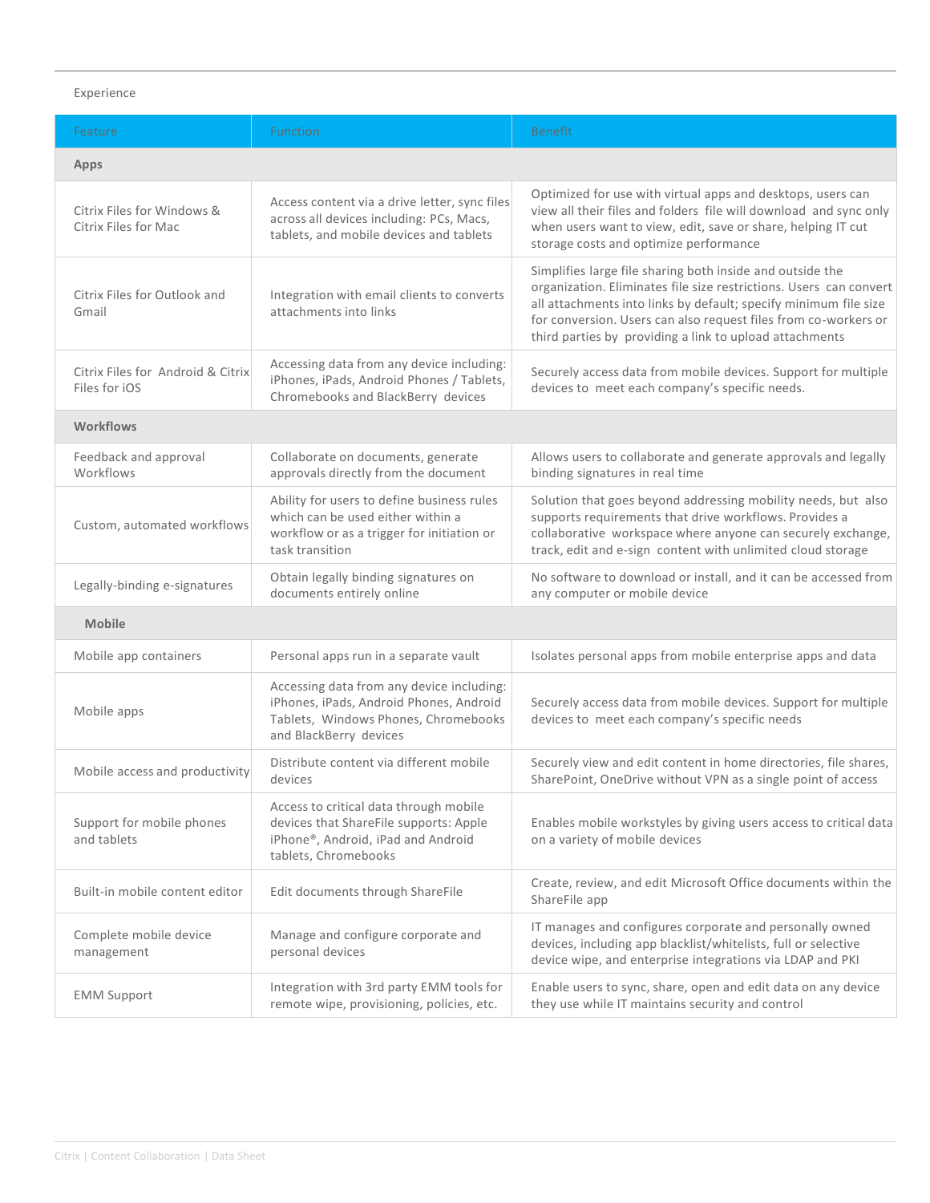Experience

| Feature | Function | Benefit |
| --- | --- | --- |
| **Apps** | | |
| Citrix Files for Windows & Citrix Files for Mac | Access content via a drive letter, sync files across all devices including: PCs, Macs, tablets, and mobile devices and tablets | Optimized for use with virtual apps and desktops, users can view all their files and folders file will download and sync only when users want to view, edit, save or share, helping IT cut storage costs and optimize performance |
| Citrix Files for Outlook and Gmail | Integration with email clients to converts attachments into links | Simplifies large file sharing both inside and outside the organization. Eliminates file size restrictions. Users can convert all attachments into links by default; specify minimum file size for conversion. Users can also request files from co-workers or third parties by providing a link to upload attachments |
| Citrix Files for Android & Citrix Files for iOS | Accessing data from any device including: iPhones, iPads, Android Phones / Tablets, Chromebooks and BlackBerry devices | Securely access data from mobile devices. Support for multiple devices to meet each company's specific needs. |
| **Workflows** | | |
| Feedback and approval Workflows | Collaborate on documents, generate approvals directly from the document | Allows users to collaborate and generate approvals and legally binding signatures in real time |
| Custom, automated workflows | Ability for users to define business rules which can be used either within a workflow or as a trigger for initiation or task transition | Solution that goes beyond addressing mobility needs, but also supports requirements that drive workflows. Provides a collaborative workspace where anyone can securely exchange, track, edit and e-sign content with unlimited cloud storage |
| Legally-binding e-signatures | Obtain legally binding signatures on documents entirely online | No software to download or install, and it can be accessed from any computer or mobile device |
| **Mobile** | | |
| Mobile app containers | Personal apps run in a separate vault | Isolates personal apps from mobile enterprise apps and data |
| Mobile apps | Accessing data from any device including: iPhones, iPads, Android Phones, Android Tablets, Windows Phones, Chromebooks and BlackBerry devices | Securely access data from mobile devices. Support for multiple devices to meet each company's specific needs |
| Mobile access and productivity | Distribute content via different mobile devices | Securely view and edit content in home directories, file shares, SharePoint, OneDrive without VPN as a single point of access |
| Support for mobile phones and tablets | Access to critical data through mobile devices that ShareFile supports: Apple iPhone®, Android, iPad and Android tablets, Chromebooks | Enables mobile workstyles by giving users access to critical data on a variety of mobile devices |
| Built-in mobile content editor | Edit documents through ShareFile | Create, review, and edit Microsoft Office documents within the ShareFile app |
| Complete mobile device management | Manage and configure corporate and personal devices | IT manages and configures corporate and personally owned devices, including app blacklist/whitelists, full or selective device wipe, and enterprise integrations via LDAP and PKI |
| EMM Support | Integration with 3rd party EMM tools for remote wipe, provisioning, policies, etc. | Enable users to sync, share, open and edit data on any device they use while IT maintains security and control |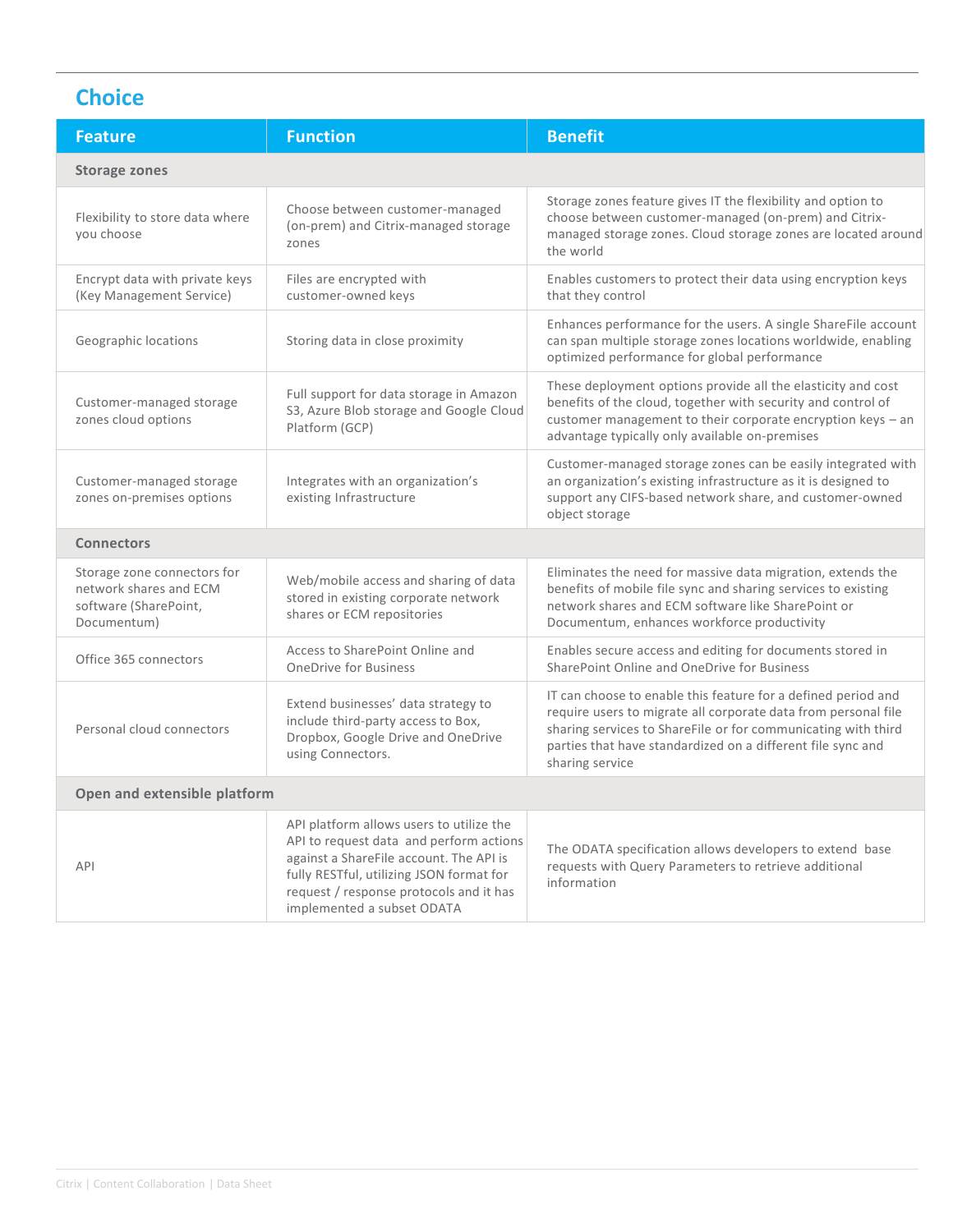## Choice

| Feature | Function | Benefit |
| --- | --- | --- |
| **Storage zones** | | |
| Flexibility to store data where you choose | Choose between customer-managed (on-prem) and Citrix-managed storage zones | Storage zones feature gives IT the flexibility and option to choose between customer-managed (on-prem) and Citrix-managed storage zones. Cloud storage zones are located around the world |
| Encrypt data with private keys (Key Management Service) | Files are encrypted with customer-owned keys | Enables customers to protect their data using encryption keys that they control |
| Geographic locations | Storing data in close proximity | Enhances performance for the users. A single ShareFile account can span multiple storage zones locations worldwide, enabling optimized performance for global performance |
| Customer-managed storage zones cloud options | Full support for data storage in Amazon S3, Azure Blob storage and Google Cloud Platform (GCP) | These deployment options provide all the elasticity and cost benefits of the cloud, together with security and control of customer management to their corporate encryption keys – an advantage typically only available on-premises |
| Customer-managed storage zones on-premises options | Integrates with an organization's existing Infrastructure | Customer-managed storage zones can be easily integrated with an organization's existing infrastructure as it is designed to support any CIFS-based network share, and customer-owned object storage |
| **Connectors** | | |
| Storage zone connectors for network shares and ECM software (SharePoint, Documentum) | Web/mobile access and sharing of data stored in existing corporate network shares or ECM repositories | Eliminates the need for massive data migration, extends the benefits of mobile file sync and sharing services to existing network shares and ECM software like SharePoint or Documentum, enhances workforce productivity |
| Office 365 connectors | Access to SharePoint Online and OneDrive for Business | Enables secure access and editing for documents stored in SharePoint Online and OneDrive for Business |
| Personal cloud connectors | Extend businesses' data strategy to include third-party access to Box, Dropbox, Google Drive and OneDrive using Connectors. | IT can choose to enable this feature for a defined period and require users to migrate all corporate data from personal file sharing services to ShareFile or for communicating with third parties that have standardized on a different file sync and sharing service |
| **Open and extensible platform** | | |
| API | API platform allows users to utilize the API to request data and perform actions against a ShareFile account. The API is fully RESTful, utilizing JSON format for request / response protocols and it has implemented a subset ODATA | The ODATA specification allows developers to extend base requests with Query Parameters to retrieve additional information |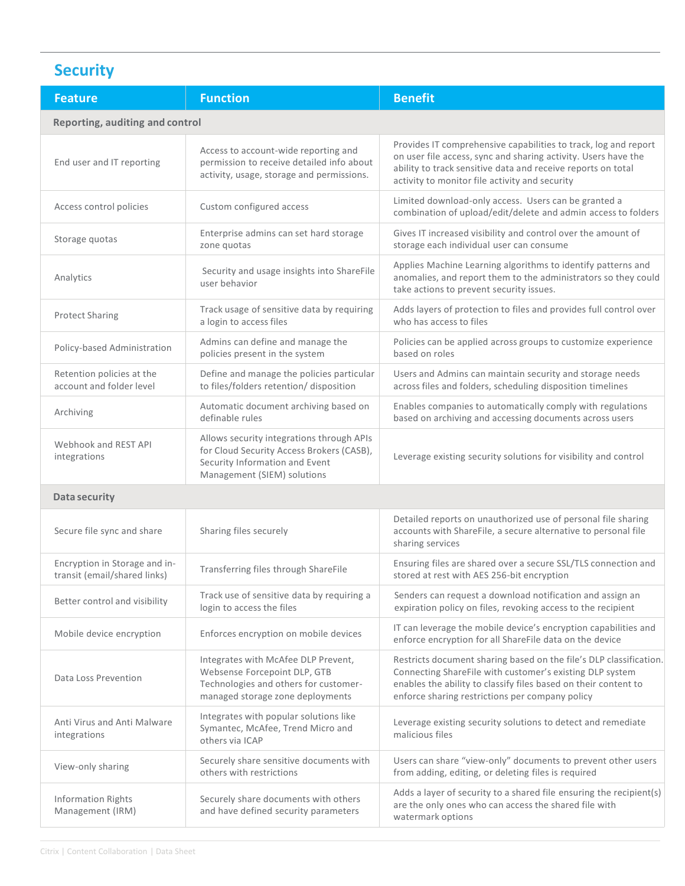## Security

| Feature | Function | Benefit |
|---|---|---|
| **Reporting, auditing and control** | | |
| End user and IT reporting | Access to account-wide reporting and permission to receive detailed info about activity, usage, storage and permissions. | Provides IT comprehensive capabilities to track, log and report on user file access, sync and sharing activity. Users have the ability to track sensitive data and receive reports on total activity to monitor file activity and security |
| Access control policies | Custom configured access | Limited download-only access. Users can be granted a combination of upload/edit/delete and admin access to folders |
| Storage quotas | Enterprise admins can set hard storage zone quotas | Gives IT increased visibility and control over the amount of storage each individual user can consume |
| Analytics | Security and usage insights into ShareFile user behavior | Applies Machine Learning algorithms to identify patterns and anomalies, and report them to the administrators so they could take actions to prevent security issues. |
| Protect Sharing | Track usage of sensitive data by requiring a login to access files | Adds layers of protection to files and provides full control over who has access to files |
| Policy-based Administration | Admins can define and manage the policies present in the system | Policies can be applied across groups to customize experience based on roles |
| Retention policies at the account and folder level | Define and manage the policies particular to files/folders retention/ disposition | Users and Admins can maintain security and storage needs across files and folders, scheduling disposition timelines |
| Archiving | Automatic document archiving based on definable rules | Enables companies to automatically comply with regulations based on archiving and accessing documents across users |
| Webhook and REST API integrations | Allows security integrations through APIs for Cloud Security Access Brokers (CASB), Security Information and Event Management (SIEM) solutions | Leverage existing security solutions for visibility and control |
| **Data security** | | |
| Secure file sync and share | Sharing files securely | Detailed reports on unauthorized use of personal file sharing accounts with ShareFile, a secure alternative to personal file sharing services |
| Encryption in Storage and in-transit (email/shared links) | Transferring files through ShareFile | Ensuring files are shared over a secure SSL/TLS connection and stored at rest with AES 256-bit encryption |
| Better control and visibility | Track use of sensitive data by requiring a login to access the files | Senders can request a download notification and assign an expiration policy on files, revoking access to the recipient |
| Mobile device encryption | Enforces encryption on mobile devices | IT can leverage the mobile device's encryption capabilities and enforce encryption for all ShareFile data on the device |
| Data Loss Prevention | Integrates with McAfee DLP Prevent, Websense Forcepoint DLP, GTB Technologies and others for customer-managed storage zone deployments | Restricts document sharing based on the file's DLP classification. Connecting ShareFile with customer's existing DLP system enables the ability to classify files based on their content to enforce sharing restrictions per company policy |
| Anti Virus and Anti Malware integrations | Integrates with popular solutions like Symantec, McAfee, Trend Micro and others via ICAP | Leverage existing security solutions to detect and remediate malicious files |
| View-only sharing | Securely share sensitive documents with others with restrictions | Users can share "view-only" documents to prevent other users from adding, editing, or deleting files is required |
| Information Rights Management (IRM) | Securely share documents with others and have defined security parameters | Adds a layer of security to a shared file ensuring the recipient(s) are the only ones who can access the shared file with watermark options |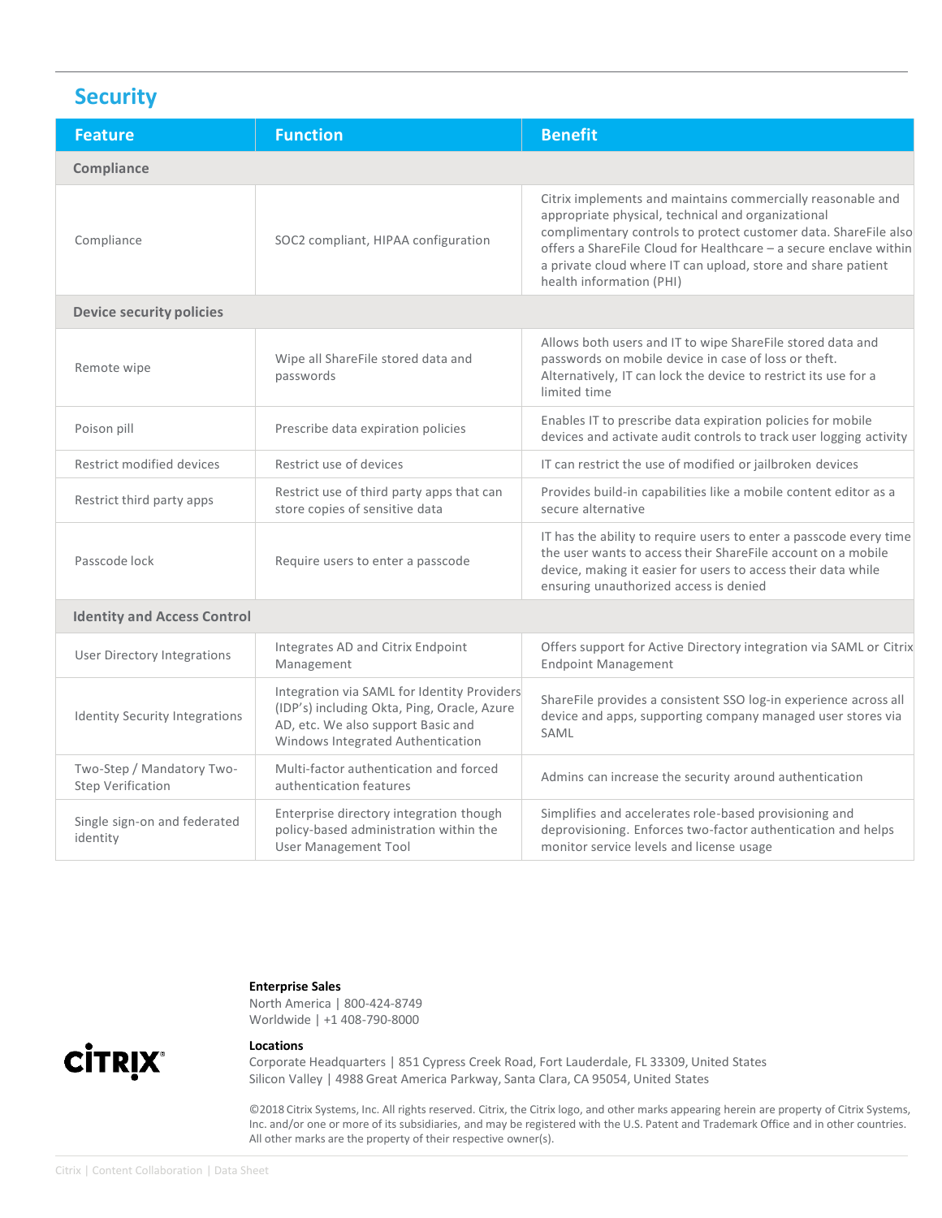## Security

| Feature | Function | Benefit |
|---|---|---|
| **Compliance** | | |
| Compliance | SOC2 compliant, HIPAA configuration | Citrix implements and maintains commercially reasonable and appropriate physical, technical and organizational complimentary controls to protect customer data. ShareFile also offers a ShareFile Cloud for Healthcare – a secure enclave within a private cloud where IT can upload, store and share patient health information (PHI) |
| **Device security policies** | | |
| Remote wipe | Wipe all ShareFile stored data and passwords | Allows both users and IT to wipe ShareFile stored data and passwords on mobile device in case of loss or theft. Alternatively, IT can lock the device to restrict its use for a limited time |
| Poison pill | Prescribe data expiration policies | Enables IT to prescribe data expiration policies for mobile devices and activate audit controls to track user logging activity |
| Restrict modified devices | Restrict use of devices | IT can restrict the use of modified or jailbroken devices |
| Restrict third party apps | Restrict use of third party apps that can store copies of sensitive data | Provides build-in capabilities like a mobile content editor as a secure alternative |
| Passcode lock | Require users to enter a passcode | IT has the ability to require users to enter a passcode every time the user wants to access their ShareFile account on a mobile device, making it easier for users to access their data while ensuring unauthorized access is denied |
| **Identity and Access Control** | | |
| User Directory Integrations | Integrates AD and Citrix Endpoint Management | Offers support for Active Directory integration via SAML or Citrix Endpoint Management |
| Identity Security Integrations | Integration via SAML for Identity Providers (IDP's) including Okta, Ping, Oracle, Azure AD, etc. We also support Basic and Windows Integrated Authentication | ShareFile provides a consistent SSO log-in experience across all device and apps, supporting company managed user stores via SAML |
| Two-Step / Mandatory Two-Step Verification | Multi-factor authentication and forced authentication features | Admins can increase the security around authentication |
| Single sign-on and federated identity | Enterprise directory integration though policy-based administration within the User Management Tool | Simplifies and accelerates role-based provisioning and deprovisioning. Enforces two-factor authentication and helps monitor service levels and license usage |

CITRIX

**Enterprise Sales**
North America | 800-424-8749
Worldwide | +1 408-790-8000

**Locations**
Corporate Headquarters | 851 Cypress Creek Road, Fort Lauderdale, FL 33309, United States
Silicon Valley | 4988 Great America Parkway, Santa Clara, CA 95054, United States

©2018 Citrix Systems, Inc. All rights reserved. Citrix, the Citrix logo, and other marks appearing herein are property of Citrix Systems, Inc. and/or one or more of its subsidiaries, and may be registered with the U.S. Patent and Trademark Office and in other countries. All other marks are the property of their respective owner(s).